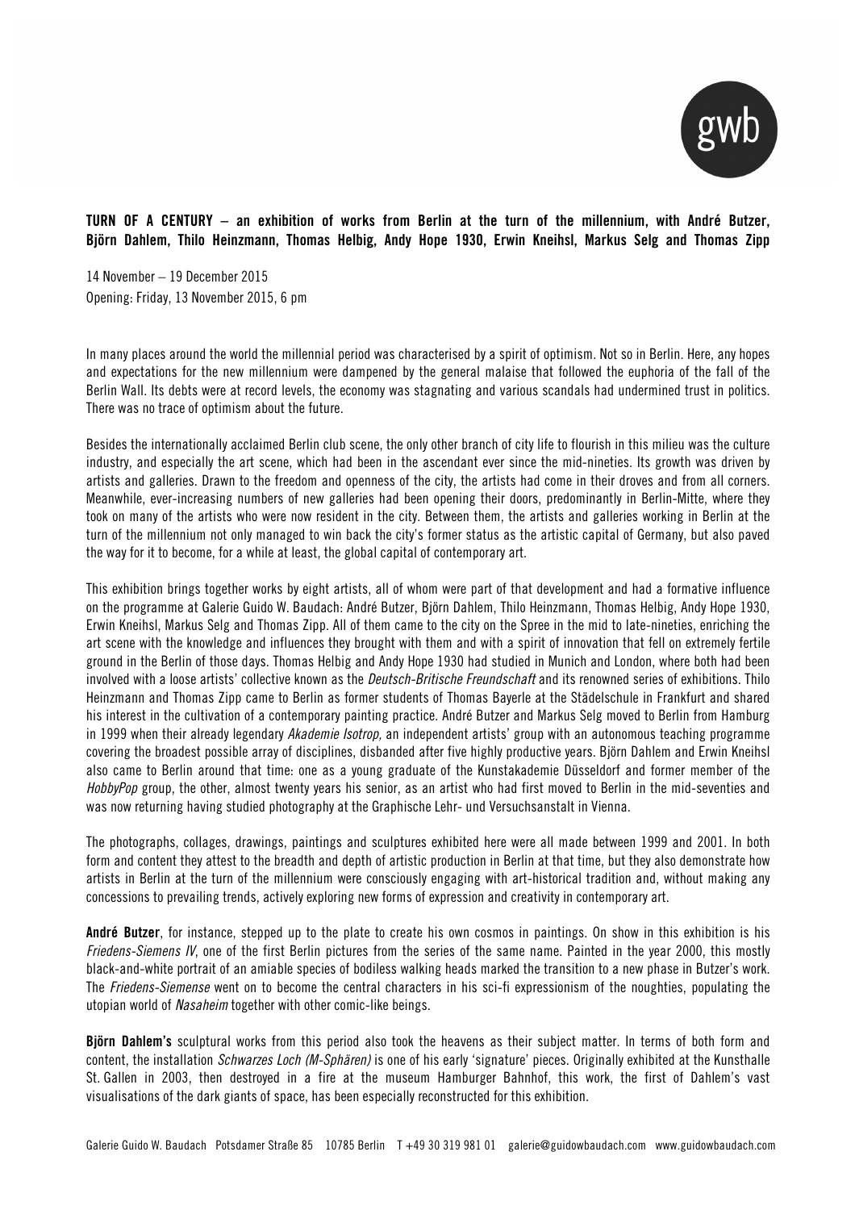**TURN OF A CENTURY – an exhibition of works from Berlin at the turn of the millennium, with André Butzer, Björn Dahlem, Thilo Heinzmann, Thomas Helbig, Andy Hope 1930, Erwin Kneihsl, Markus Selg and Thomas Zipp**

14 November – 19 December 2015
Opening: Friday, 13 November 2015, 6 pm

In many places around the world the millennial period was characterised by a spirit of optimism. Not so in Berlin. Here, any hopes and expectations for the new millennium were dampened by the general malaise that followed the euphoria of the fall of the Berlin Wall. Its debts were at record levels, the economy was stagnating and various scandals had undermined trust in politics. There was no trace of optimism about the future.

Besides the internationally acclaimed Berlin club scene, the only other branch of city life to flourish in this milieu was the culture industry, and especially the art scene, which had been in the ascendant ever since the mid-nineties. Its growth was driven by artists and galleries. Drawn to the freedom and openness of the city, the artists had come in their droves and from all corners. Meanwhile, ever-increasing numbers of new galleries had been opening their doors, predominantly in Berlin-Mitte, where they took on many of the artists who were now resident in the city. Between them, the artists and galleries working in Berlin at the turn of the millennium not only managed to win back the city's former status as the artistic capital of Germany, but also paved the way for it to become, for a while at least, the global capital of contemporary art.

This exhibition brings together works by eight artists, all of whom were part of that development and had a formative influence on the programme at Galerie Guido W. Baudach: André Butzer, Björn Dahlem, Thilo Heinzmann, Thomas Helbig, Andy Hope 1930, Erwin Kneihsl, Markus Selg and Thomas Zipp. All of them came to the city on the Spree in the mid to late-nineties, enriching the art scene with the knowledge and influences they brought with them and with a spirit of innovation that fell on extremely fertile ground in the Berlin of those days. Thomas Helbig and Andy Hope 1930 had studied in Munich and London, where both had been involved with a loose artists' collective known as the *Deutsch-Britische Freundschaft* and its renowned series of exhibitions. Thilo Heinzmann and Thomas Zipp came to Berlin as former students of Thomas Bayerle at the Städelschule in Frankfurt and shared his interest in the cultivation of a contemporary painting practice. André Butzer and Markus Selg moved to Berlin from Hamburg in 1999 when their already legendary *Akademie Isotrop,* an independent artists' group with an autonomous teaching programme covering the broadest possible array of disciplines, disbanded after five highly productive years. Björn Dahlem and Erwin Kneihsl also came to Berlin around that time: one as a young graduate of the Kunstakademie Düsseldorf and former member of the *HobbyPop* group, the other, almost twenty years his senior, as an artist who had first moved to Berlin in the mid-seventies and was now returning having studied photography at the Graphische Lehr- und Versuchsanstalt in Vienna.

The photographs, collages, drawings, paintings and sculptures exhibited here were all made between 1999 and 2001. In both form and content they attest to the breadth and depth of artistic production in Berlin at that time, but they also demonstrate how artists in Berlin at the turn of the millennium were consciously engaging with art-historical tradition and, without making any concessions to prevailing trends, actively exploring new forms of expression and creativity in contemporary art.

**André Butzer**, for instance, stepped up to the plate to create his own cosmos in paintings. On show in this exhibition is his *Friedens-Siemens IV*, one of the first Berlin pictures from the series of the same name. Painted in the year 2000, this mostly black-and-white portrait of an amiable species of bodiless walking heads marked the transition to a new phase in Butzer's work. The *Friedens-Siemense* went on to become the central characters in his sci-fi expressionism of the noughties, populating the utopian world of *Nasaheim* together with other comic-like beings.

**Björn Dahlem's** sculptural works from this period also took the heavens as their subject matter. In terms of both form and content, the installation *Schwarzes Loch (M-Sphären)* is one of his early 'signature' pieces. Originally exhibited at the Kunsthalle St. Gallen in 2003, then destroyed in a fire at the museum Hamburger Bahnhof, this work, the first of Dahlem's vast visualisations of the dark giants of space, has been especially reconstructed for this exhibition.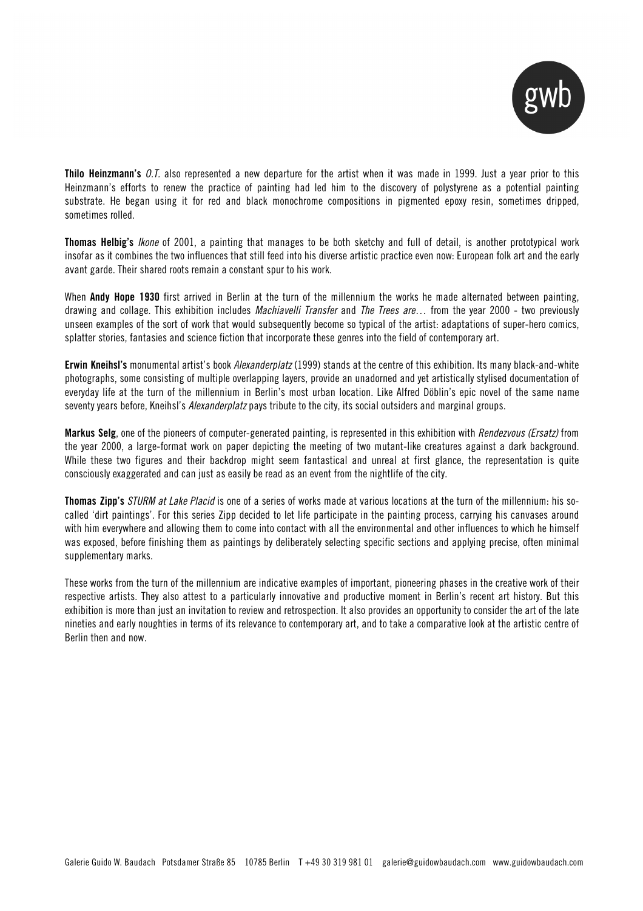**Thilo Heinzmann's** *O.T.* also represented a new departure for the artist when it was made in 1999. Just a year prior to this Heinzmann's efforts to renew the practice of painting had led him to the discovery of polystyrene as a potential painting substrate. He began using it for red and black monochrome compositions in pigmented epoxy resin, sometimes dripped, sometimes rolled.

**Thomas Helbig's** *Ikone* of 2001, a painting that manages to be both sketchy and full of detail, is another prototypical work insofar as it combines the two influences that still feed into his diverse artistic practice even now: European folk art and the early avant garde. Their shared roots remain a constant spur to his work.

When **Andy Hope 1930** first arrived in Berlin at the turn of the millennium the works he made alternated between painting, drawing and collage. This exhibition includes *Machiavelli Transfer* and *The Trees are…* from the year 2000 - two previously unseen examples of the sort of work that would subsequently become so typical of the artist: adaptations of super-hero comics, splatter stories, fantasies and science fiction that incorporate these genres into the field of contemporary art.

**Erwin Kneihsl's** monumental artist's book *Alexanderplatz* (1999) stands at the centre of this exhibition. Its many black-and-white photographs, some consisting of multiple overlapping layers, provide an unadorned and yet artistically stylised documentation of everyday life at the turn of the millennium in Berlin's most urban location. Like Alfred Döblin's epic novel of the same name seventy years before, Kneihsl's *Alexanderplatz* pays tribute to the city, its social outsiders and marginal groups.

**Markus Selg**, one of the pioneers of computer-generated painting, is represented in this exhibition with *Rendezvous (Ersatz)* from the year 2000, a large-format work on paper depicting the meeting of two mutant-like creatures against a dark background. While these two figures and their backdrop might seem fantastical and unreal at first glance, the representation is quite consciously exaggerated and can just as easily be read as an event from the nightlife of the city.

**Thomas Zipp's** *STURM at Lake Placid* is one of a series of works made at various locations at the turn of the millennium: his so-called 'dirt paintings'. For this series Zipp decided to let life participate in the painting process, carrying his canvases around with him everywhere and allowing them to come into contact with all the environmental and other influences to which he himself was exposed, before finishing them as paintings by deliberately selecting specific sections and applying precise, often minimal supplementary marks.

These works from the turn of the millennium are indicative examples of important, pioneering phases in the creative work of their respective artists. They also attest to a particularly innovative and productive moment in Berlin's recent art history. But this exhibition is more than just an invitation to review and retrospection. It also provides an opportunity to consider the art of the late nineties and early noughties in terms of its relevance to contemporary art, and to take a comparative look at the artistic centre of Berlin then and now.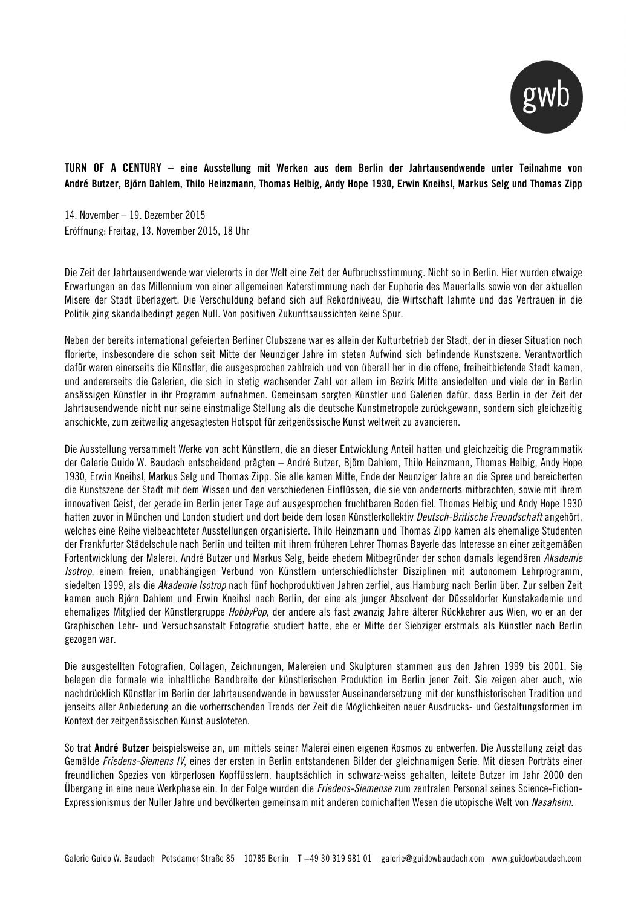**TURN OF A CENTURY – eine Ausstellung mit Werken aus dem Berlin der Jahrtausendwende unter Teilnahme von André Butzer, Björn Dahlem, Thilo Heinzmann, Thomas Helbig, Andy Hope 1930, Erwin Kneihsl, Markus Selg und Thomas Zipp**

14. November – 19. Dezember 2015
Eröffnung: Freitag, 13. November 2015, 18 Uhr

Die Zeit der Jahrtausendwende war vielerorts in der Welt eine Zeit der Aufbruchsstimmung. Nicht so in Berlin. Hier wurden etwaige Erwartungen an das Millennium von einer allgemeinen Katerstimmung nach der Euphorie des Mauerfalls sowie von der aktuellen Misere der Stadt überlagert. Die Verschuldung befand sich auf Rekordniveau, die Wirtschaft lahmte und das Vertrauen in die Politik ging skandalbedingt gegen Null. Von positiven Zukunftsaussichten keine Spur.

Neben der bereits international gefeierten Berliner Clubszene war es allein der Kulturbetrieb der Stadt, der in dieser Situation noch florierte, insbesondere die schon seit Mitte der Neunziger Jahre im steten Aufwind sich befindende Kunstszene. Verantwortlich dafür waren einerseits die Künstler, die ausgesprochen zahlreich und von überall her in die offene, freiheitbietende Stadt kamen, und andererseits die Galerien, die sich in stetig wachsender Zahl vor allem im Bezirk Mitte ansiedelten und viele der in Berlin ansässigen Künstler in ihr Programm aufnahmen. Gemeinsam sorgten Künstler und Galerien dafür, dass Berlin in der Zeit der Jahrtausendwende nicht nur seine einstmalige Stellung als die deutsche Kunstmetropole zurückgewann, sondern sich gleichzeitig anschickte, zum zeitweilig angesagtesten Hotspot für zeitgenössische Kunst weltweit zu avancieren.

Die Ausstellung versammelt Werke von acht Künstlern, die an dieser Entwicklung Anteil hatten und gleichzeitig die Programmatik der Galerie Guido W. Baudach entscheidend prägten – André Butzer, Björn Dahlem, Thilo Heinzmann, Thomas Helbig, Andy Hope 1930, Erwin Kneihsl, Markus Selg und Thomas Zipp. Sie alle kamen Mitte, Ende der Neunziger Jahre an die Spree und bereicherten die Kunstszene der Stadt mit dem Wissen und den verschiedenen Einflüssen, die sie von andernorts mitbrachten, sowie mit ihrem innovativen Geist, der gerade im Berlin jener Tage auf ausgesprochen fruchtbaren Boden fiel. Thomas Helbig und Andy Hope 1930 hatten zuvor in München und London studiert und dort beide dem losen Künstlerkollektiv *Deutsch-Britische Freundschaft* angehört, welches eine Reihe vielbeachteter Ausstellungen organisierte. Thilo Heinzmann und Thomas Zipp kamen als ehemalige Studenten der Frankfurter Städelschule nach Berlin und teilten mit ihrem früheren Lehrer Thomas Bayerle das Interesse an einer zeitgemäßen Fortentwicklung der Malerei. André Butzer und Markus Selg, beide ehedem Mitbegründer der schon damals legendären *Akademie Isotrop*, einem freien, unabhängigen Verbund von Künstlern unterschiedlichster Disziplinen mit autonomem Lehrprogramm, siedelten 1999, als die *Akademie Isotrop* nach fünf hochproduktiven Jahren zerfiel, aus Hamburg nach Berlin über. Zur selben Zeit kamen auch Björn Dahlem und Erwin Kneihsl nach Berlin, der eine als junger Absolvent der Düsseldorfer Kunstakademie und ehemaliges Mitglied der Künstlergruppe *HobbyPop*, der andere als fast zwanzig Jahre älterer Rückkehrer aus Wien, wo er an der Graphischen Lehr- und Versuchsanstalt Fotografie studiert hatte, ehe er Mitte der Siebziger erstmals als Künstler nach Berlin gezogen war.

Die ausgestellten Fotografien, Collagen, Zeichnungen, Malereien und Skulpturen stammen aus den Jahren 1999 bis 2001. Sie belegen die formale wie inhaltliche Bandbreite der künstlerischen Produktion im Berlin jener Zeit. Sie zeigen aber auch, wie nachdrücklich Künstler im Berlin der Jahrtausendwende in bewusster Auseinandersetzung mit der kunsthistorischen Tradition und jenseits aller Anbiederung an die vorherrschenden Trends der Zeit die Möglichkeiten neuer Ausdrucks- und Gestaltungsformen im Kontext der zeitgenössischen Kunst ausloteten.

So trat **André Butzer** beispielsweise an, um mittels seiner Malerei einen eigenen Kosmos zu entwerfen. Die Ausstellung zeigt das Gemälde *Friedens-Siemens IV*, eines der ersten in Berlin entstandenen Bilder der gleichnamigen Serie. Mit diesen Porträts einer freundlichen Spezies von körperlosen Kopffüsslern, hauptsächlich in schwarz-weiss gehalten, leitete Butzer im Jahr 2000 den Übergang in eine neue Werkphase ein. In der Folge wurden die *Friedens-Siemense* zum zentralen Personal seines Science-Fiction-Expressionismus der Nuller Jahre und bevölkerten gemeinsam mit anderen comichaften Wesen die utopische Welt von *Nasaheim*.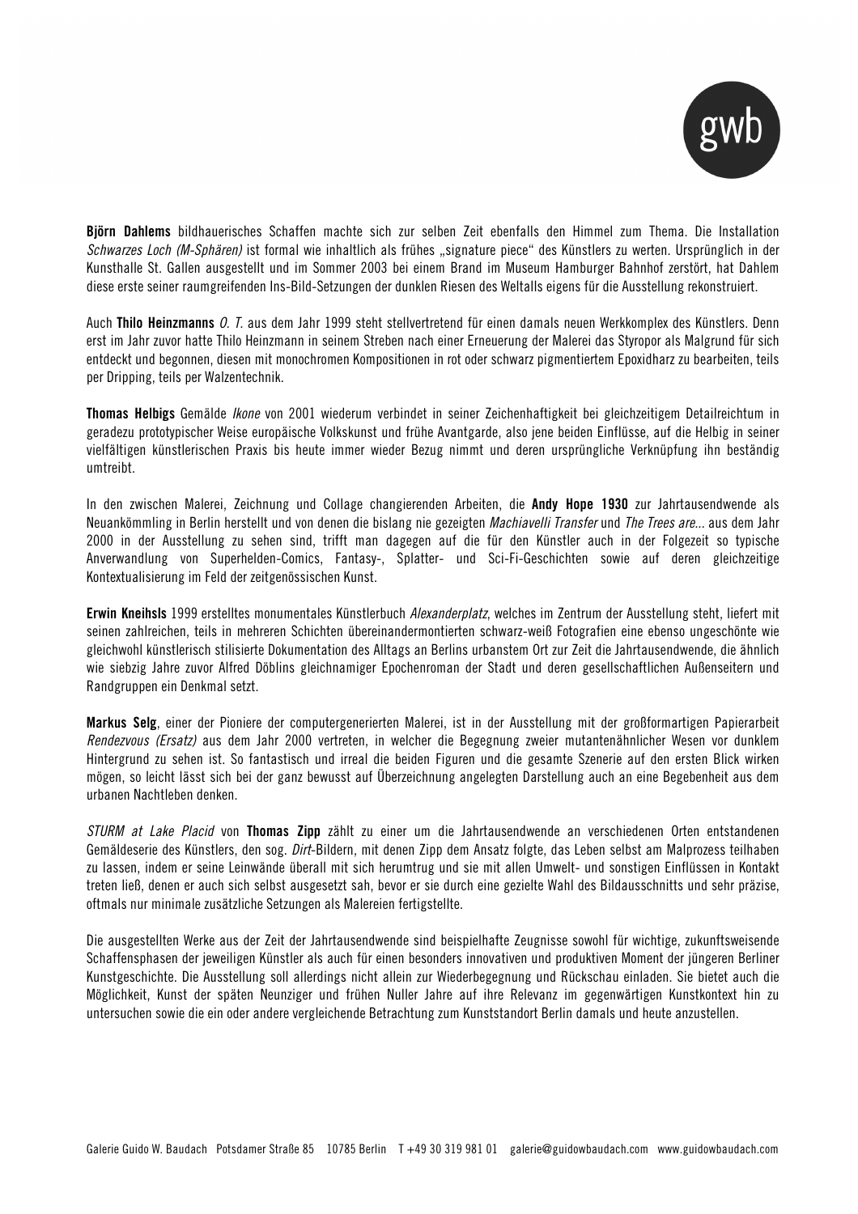**Björn Dahlems** bildhauerisches Schaffen machte sich zur selben Zeit ebenfalls den Himmel zum Thema. Die Installation *Schwarzes Loch (M-Sphären)* ist formal wie inhaltlich als frühes „signature piece" des Künstlers zu werten. Ursprünglich in der Kunsthalle St. Gallen ausgestellt und im Sommer 2003 bei einem Brand im Museum Hamburger Bahnhof zerstört, hat Dahlem diese erste seiner raumgreifenden Ins-Bild-Setzungen der dunklen Riesen des Weltalls eigens für die Ausstellung rekonstruiert.

Auch **Thilo Heinzmanns** *O. T.* aus dem Jahr 1999 steht stellvertretend für einen damals neuen Werkkomplex des Künstlers. Denn erst im Jahr zuvor hatte Thilo Heinzmann in seinem Streben nach einer Erneuerung der Malerei das Styropor als Malgrund für sich entdeckt und begonnen, diesen mit monochromen Kompositionen in rot oder schwarz pigmentiertem Epoxidharz zu bearbeiten, teils per Dripping, teils per Walzentechnik.

**Thomas Helbigs** Gemälde *Ikone* von 2001 wiederum verbindet in seiner Zeichenhaftigkeit bei gleichzeitigem Detailreichtum in geradezu prototypischer Weise europäische Volkskunst und frühe Avantgarde, also jene beiden Einflüsse, auf die Helbig in seiner vielfältigen künstlerischen Praxis bis heute immer wieder Bezug nimmt und deren ursprüngliche Verknüpfung ihn beständig umtreibt.

In den zwischen Malerei, Zeichnung und Collage changierenden Arbeiten, die **Andy Hope 1930** zur Jahrtausendwende als Neuankömmling in Berlin herstellt und von denen die bislang nie gezeigten *Machiavelli Transfer* und *The Trees are...* aus dem Jahr 2000 in der Ausstellung zu sehen sind, trifft man dagegen auf die für den Künstler auch in der Folgezeit so typische Anverwandlung von Superhelden-Comics, Fantasy-, Splatter- und Sci-Fi-Geschichten sowie auf deren gleichzeitige Kontextualisierung im Feld der zeitgenössischen Kunst.

**Erwin Kneihsls** 1999 erstelltes monumentales Künstlerbuch *Alexanderplatz*, welches im Zentrum der Ausstellung steht, liefert mit seinen zahlreichen, teils in mehreren Schichten übereinandermontierten schwarz-weiß Fotografien eine ebenso ungeschönte wie gleichwohl künstlerisch stilisierte Dokumentation des Alltags an Berlins urbanstem Ort zur Zeit die Jahrtausendwende, die ähnlich wie siebzig Jahre zuvor Alfred Döblins gleichnamiger Epochenroman der Stadt und deren gesellschaftlichen Außenseitern und Randgruppen ein Denkmal setzt.

**Markus Selg**, einer der Pioniere der computergenerierten Malerei, ist in der Ausstellung mit der großformartigen Papierarbeit *Rendezvous (Ersatz)* aus dem Jahr 2000 vertreten, in welcher die Begegnung zweier mutantenähnlicher Wesen vor dunklem Hintergrund zu sehen ist. So fantastisch und irreal die beiden Figuren und die gesamte Szenerie auf den ersten Blick wirken mögen, so leicht lässt sich bei der ganz bewusst auf Überzeichnung angelegten Darstellung auch an eine Begebenheit aus dem urbanen Nachtleben denken.

*STURM at Lake Placid* von **Thomas Zipp** zählt zu einer um die Jahrtausendwende an verschiedenen Orten entstandenen Gemäldeserie des Künstlers, den sog. *Dirt*-Bildern, mit denen Zipp dem Ansatz folgte, das Leben selbst am Malprozess teilhaben zu lassen, indem er seine Leinwände überall mit sich herumtrug und sie mit allen Umwelt- und sonstigen Einflüssen in Kontakt treten ließ, denen er auch sich selbst ausgesetzt sah, bevor er sie durch eine gezielte Wahl des Bildausschnitts und sehr präzise, oftmals nur minimale zusätzliche Setzungen als Malereien fertigstellte.

Die ausgestellten Werke aus der Zeit der Jahrtausendwende sind beispielhafte Zeugnisse sowohl für wichtige, zukunftsweisende Schaffensphasen der jeweiligen Künstler als auch für einen besonders innovativen und produktiven Moment der jüngeren Berliner Kunstgeschichte. Die Ausstellung soll allerdings nicht allein zur Wiederbegegnung und Rückschau einladen. Sie bietet auch die Möglichkeit, Kunst der späten Neunziger und frühen Nuller Jahre auf ihre Relevanz im gegenwärtigen Kunstkontext hin zu untersuchen sowie die ein oder andere vergleichende Betrachtung zum Kunststandort Berlin damals und heute anzustellen.

Galerie Guido W. Baudach Potsdamer Straße 85 10785 Berlin T +49 30 319 981 01 galerie@guidowbaudach.com www.guidowbaudach.com